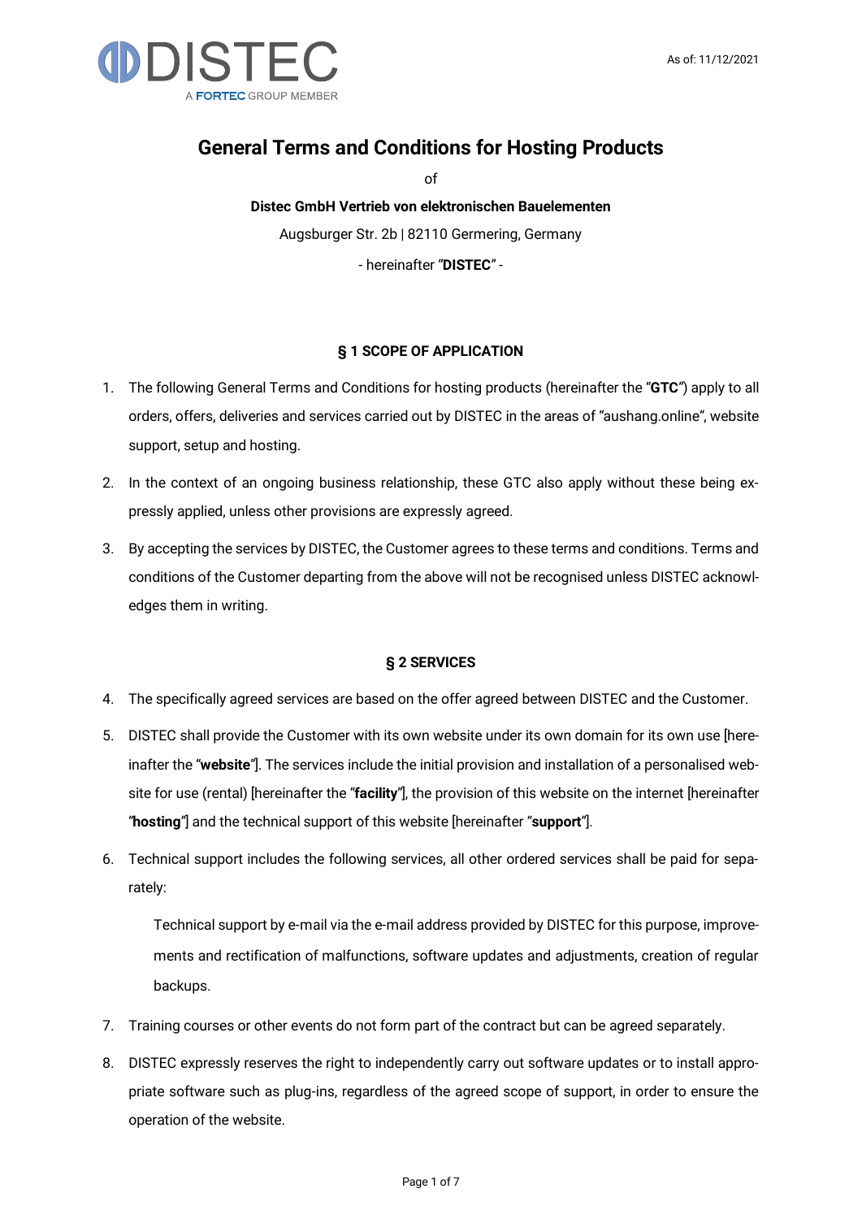DISTEC
A FORTEC GROUP MEMBER

As of: 11/12/2021

# General Terms and Conditions for Hosting Products

of

**Distec GmbH Vertrieb von elektronischen Bauelementen**

Augsburger Str. 2b | 82110 Germering, Germany

- hereinafter "**DISTEC**" -

## § 1 SCOPE OF APPLICATION

1. The following General Terms and Conditions for hosting products (hereinafter the "**GTC**") apply to all orders, offers, deliveries and services carried out by DISTEC in the areas of "aushang.online", website support, setup and hosting.
2. In the context of an ongoing business relationship, these GTC also apply without these being expressly applied, unless other provisions are expressly agreed.
3. By accepting the services by DISTEC, the Customer agrees to these terms and conditions. Terms and conditions of the Customer departing from the above will not be recognised unless DISTEC acknowledges them in writing.

## § 2 SERVICES

4. The specifically agreed services are based on the offer agreed between DISTEC and the Customer.
5. DISTEC shall provide the Customer with its own website under its own domain for its own use [hereinafter the "**website**"]. The services include the initial provision and installation of a personalised website for use (rental) [hereinafter the "**facility**"], the provision of this website on the internet [hereinafter "**hosting**"] and the technical support of this website [hereinafter "**support**"].
6. Technical support includes the following services, all other ordered services shall be paid for separately:

   Technical support by e-mail via the e-mail address provided by DISTEC for this purpose, improvements and rectification of malfunctions, software updates and adjustments, creation of regular backups.

7. Training courses or other events do not form part of the contract but can be agreed separately.
8. DISTEC expressly reserves the right to independently carry out software updates or to install appropriate software such as plug-ins, regardless of the agreed scope of support, in order to ensure the operation of the website.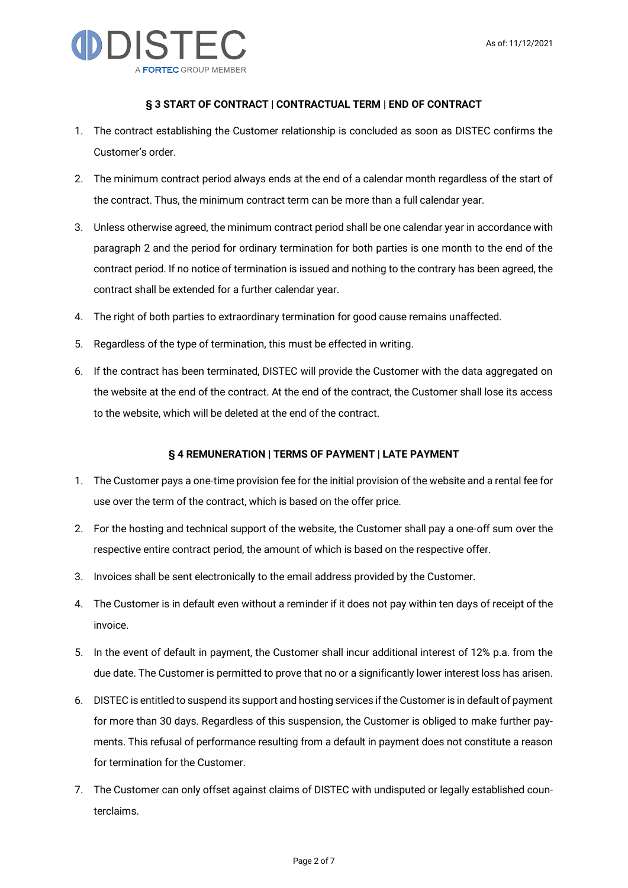## § 3 START OF CONTRACT | CONTRACTUAL TERM | END OF CONTRACT

1. The contract establishing the Customer relationship is concluded as soon as DISTEC confirms the Customer's order.
2. The minimum contract period always ends at the end of a calendar month regardless of the start of the contract. Thus, the minimum contract term can be more than a full calendar year.
3. Unless otherwise agreed, the minimum contract period shall be one calendar year in accordance with paragraph 2 and the period for ordinary termination for both parties is one month to the end of the contract period. If no notice of termination is issued and nothing to the contrary has been agreed, the contract shall be extended for a further calendar year.
4. The right of both parties to extraordinary termination for good cause remains unaffected.
5. Regardless of the type of termination, this must be effected in writing.
6. If the contract has been terminated, DISTEC will provide the Customer with the data aggregated on the website at the end of the contract. At the end of the contract, the Customer shall lose its access to the website, which will be deleted at the end of the contract.

## § 4 REMUNERATION | TERMS OF PAYMENT | LATE PAYMENT

1. The Customer pays a one-time provision fee for the initial provision of the website and a rental fee for use over the term of the contract, which is based on the offer price.
2. For the hosting and technical support of the website, the Customer shall pay a one-off sum over the respective entire contract period, the amount of which is based on the respective offer.
3. Invoices shall be sent electronically to the email address provided by the Customer.
4. The Customer is in default even without a reminder if it does not pay within ten days of receipt of the invoice.
5. In the event of default in payment, the Customer shall incur additional interest of 12% p.a. from the due date. The Customer is permitted to prove that no or a significantly lower interest loss has arisen.
6. DISTEC is entitled to suspend its support and hosting services if the Customer is in default of payment for more than 30 days. Regardless of this suspension, the Customer is obliged to make further payments. This refusal of performance resulting from a default in payment does not constitute a reason for termination for the Customer.
7. The Customer can only offset against claims of DISTEC with undisputed or legally established counterclaims.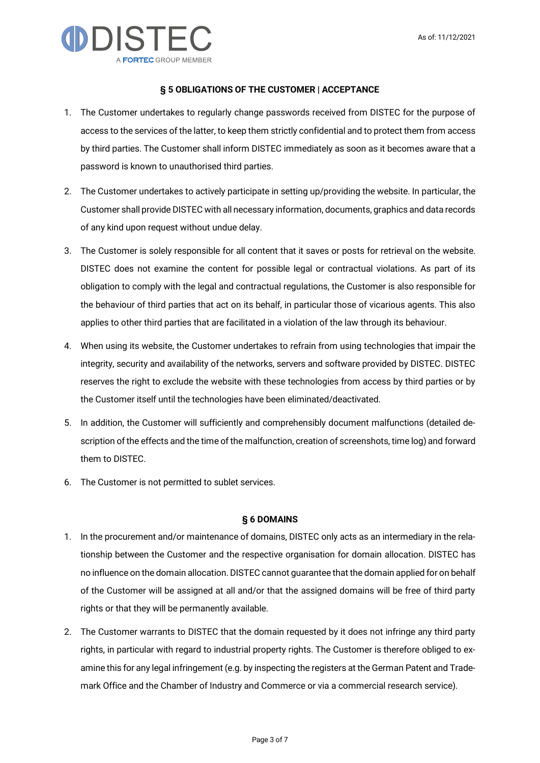## § 5 OBLIGATIONS OF THE CUSTOMER | ACCEPTANCE

1. The Customer undertakes to regularly change passwords received from DISTEC for the purpose of access to the services of the latter, to keep them strictly confidential and to protect them from access by third parties. The Customer shall inform DISTEC immediately as soon as it becomes aware that a password is known to unauthorised third parties.
2. The Customer undertakes to actively participate in setting up/providing the website. In particular, the Customer shall provide DISTEC with all necessary information, documents, graphics and data records of any kind upon request without undue delay.
3. The Customer is solely responsible for all content that it saves or posts for retrieval on the website. DISTEC does not examine the content for possible legal or contractual violations. As part of its obligation to comply with the legal and contractual regulations, the Customer is also responsible for the behaviour of third parties that act on its behalf, in particular those of vicarious agents. This also applies to other third parties that are facilitated in a violation of the law through its behaviour.
4. When using its website, the Customer undertakes to refrain from using technologies that impair the integrity, security and availability of the networks, servers and software provided by DISTEC. DISTEC reserves the right to exclude the website with these technologies from access by third parties or by the Customer itself until the technologies have been eliminated/deactivated.
5. In addition, the Customer will sufficiently and comprehensibly document malfunctions (detailed description of the effects and the time of the malfunction, creation of screenshots, time log) and forward them to DISTEC.
6. The Customer is not permitted to sublet services.

## § 6 DOMAINS

1. In the procurement and/or maintenance of domains, DISTEC only acts as an intermediary in the relationship between the Customer and the respective organisation for domain allocation. DISTEC has no influence on the domain allocation. DISTEC cannot guarantee that the domain applied for on behalf of the Customer will be assigned at all and/or that the assigned domains will be free of third party rights or that they will be permanently available.
2. The Customer warrants to DISTEC that the domain requested by it does not infringe any third party rights, in particular with regard to industrial property rights. The Customer is therefore obliged to examine this for any legal infringement (e.g. by inspecting the registers at the German Patent and Trademark Office and the Chamber of Industry and Commerce or via a commercial research service).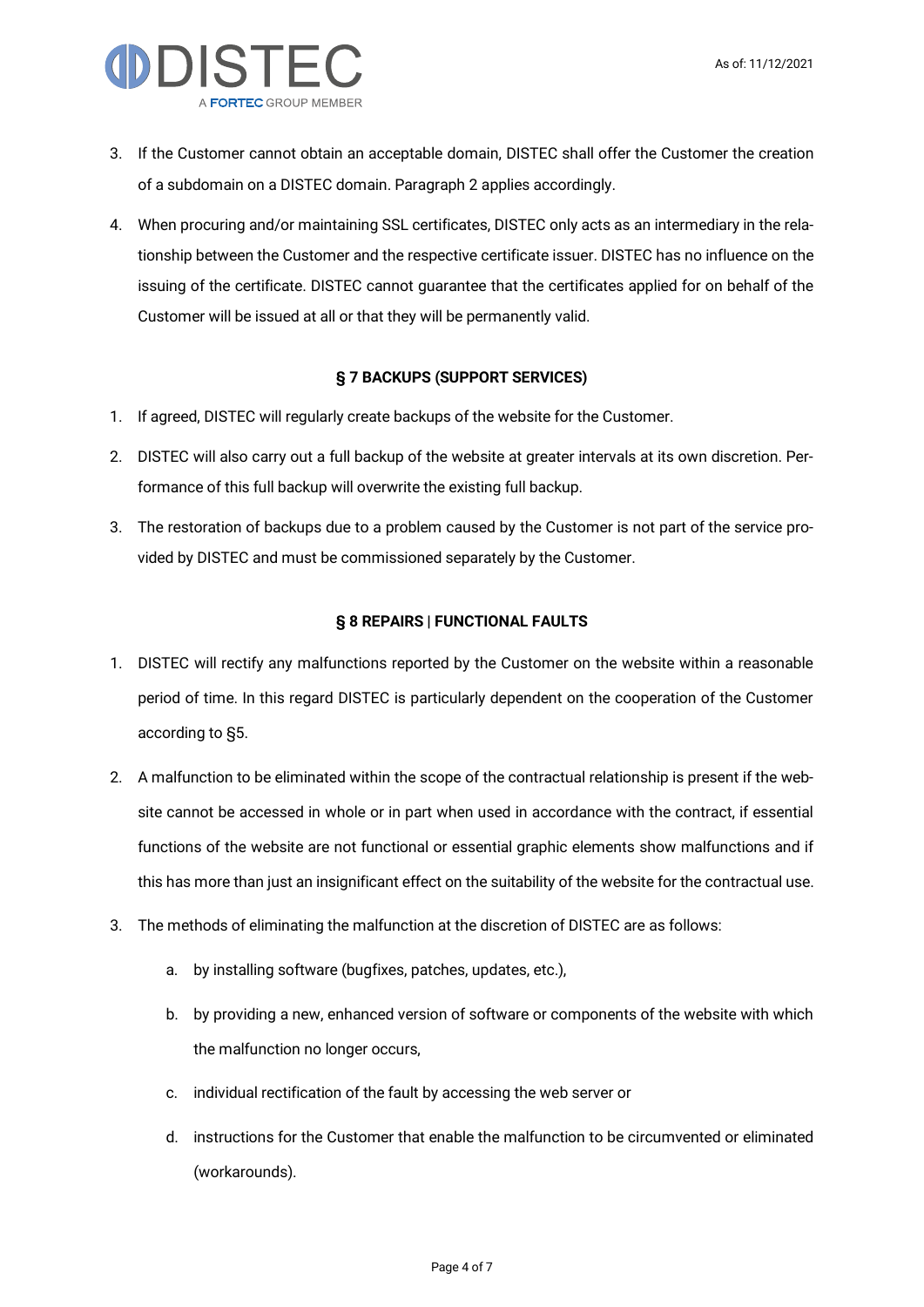3. If the Customer cannot obtain an acceptable domain, DISTEC shall offer the Customer the creation of a subdomain on a DISTEC domain. Paragraph 2 applies accordingly.
4. When procuring and/or maintaining SSL certificates, DISTEC only acts as an intermediary in the relationship between the Customer and the respective certificate issuer. DISTEC has no influence on the issuing of the certificate. DISTEC cannot guarantee that the certificates applied for on behalf of the Customer will be issued at all or that they will be permanently valid.

## § 7 BACKUPS (SUPPORT SERVICES)

1. If agreed, DISTEC will regularly create backups of the website for the Customer.
2. DISTEC will also carry out a full backup of the website at greater intervals at its own discretion. Performance of this full backup will overwrite the existing full backup.
3. The restoration of backups due to a problem caused by the Customer is not part of the service provided by DISTEC and must be commissioned separately by the Customer.

## § 8 REPAIRS | FUNCTIONAL FAULTS

1. DISTEC will rectify any malfunctions reported by the Customer on the website within a reasonable period of time. In this regard DISTEC is particularly dependent on the cooperation of the Customer according to §5.
2. A malfunction to be eliminated within the scope of the contractual relationship is present if the website cannot be accessed in whole or in part when used in accordance with the contract, if essential functions of the website are not functional or essential graphic elements show malfunctions and if this has more than just an insignificant effect on the suitability of the website for the contractual use.
3. The methods of eliminating the malfunction at the discretion of DISTEC are as follows:
   a. by installing software (bugfixes, patches, updates, etc.),
   b. by providing a new, enhanced version of software or components of the website with which the malfunction no longer occurs,
   c. individual rectification of the fault by accessing the web server or
   d. instructions for the Customer that enable the malfunction to be circumvented or eliminated (workarounds).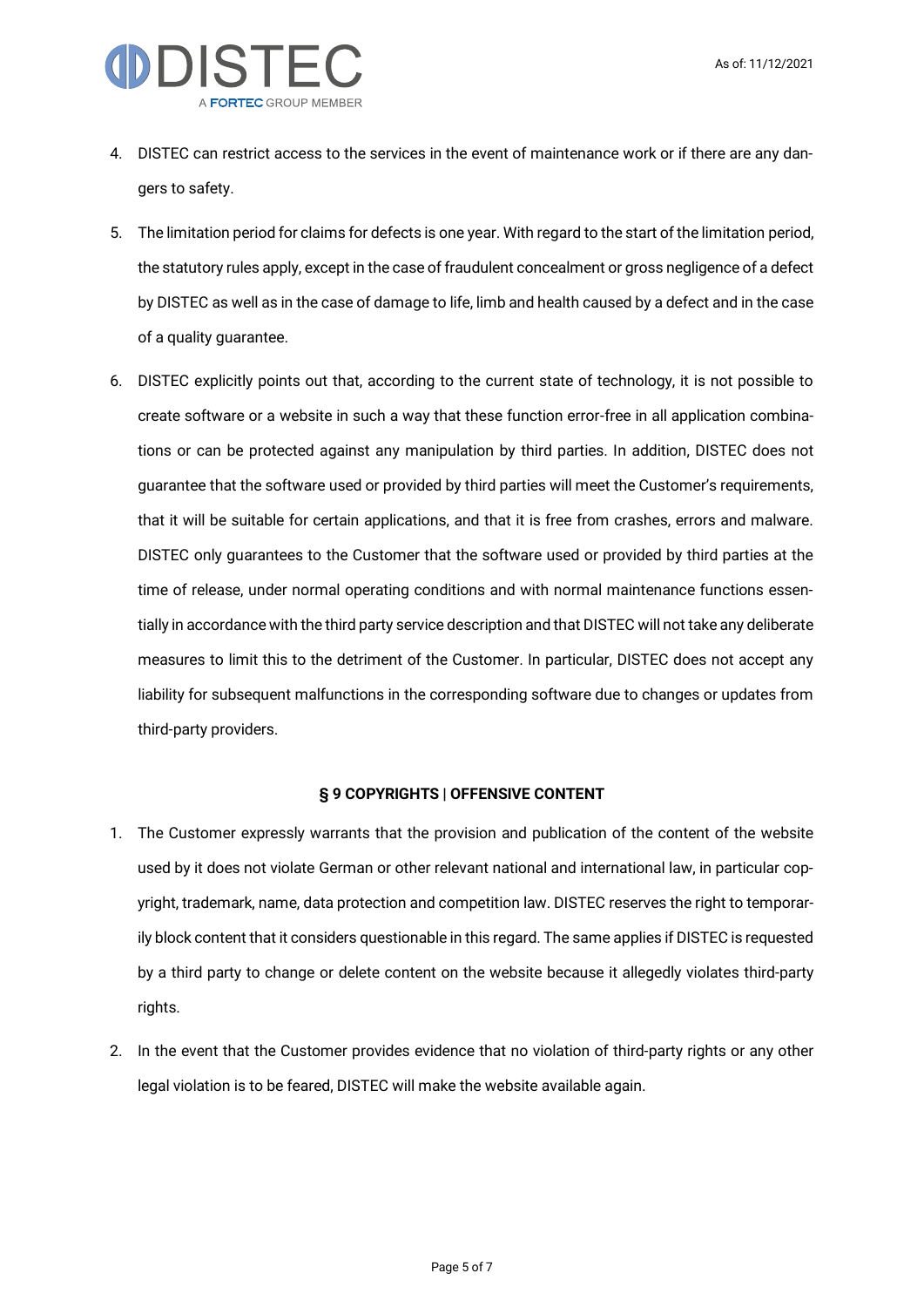4. DISTEC can restrict access to the services in the event of maintenance work or if there are any dangers to safety.

5. The limitation period for claims for defects is one year. With regard to the start of the limitation period, the statutory rules apply, except in the case of fraudulent concealment or gross negligence of a defect by DISTEC as well as in the case of damage to life, limb and health caused by a defect and in the case of a quality guarantee.

6. DISTEC explicitly points out that, according to the current state of technology, it is not possible to create software or a website in such a way that these function error-free in all application combinations or can be protected against any manipulation by third parties. In addition, DISTEC does not guarantee that the software used or provided by third parties will meet the Customer's requirements, that it will be suitable for certain applications, and that it is free from crashes, errors and malware. DISTEC only guarantees to the Customer that the software used or provided by third parties at the time of release, under normal operating conditions and with normal maintenance functions essentially in accordance with the third party service description and that DISTEC will not take any deliberate measures to limit this to the detriment of the Customer. In particular, DISTEC does not accept any liability for subsequent malfunctions in the corresponding software due to changes or updates from third-party providers.

## § 9 COPYRIGHTS | OFFENSIVE CONTENT

1. The Customer expressly warrants that the provision and publication of the content of the website used by it does not violate German or other relevant national and international law, in particular copyright, trademark, name, data protection and competition law. DISTEC reserves the right to temporarily block content that it considers questionable in this regard. The same applies if DISTEC is requested by a third party to change or delete content on the website because it allegedly violates third-party rights.

2. In the event that the Customer provides evidence that no violation of third-party rights or any other legal violation is to be feared, DISTEC will make the website available again.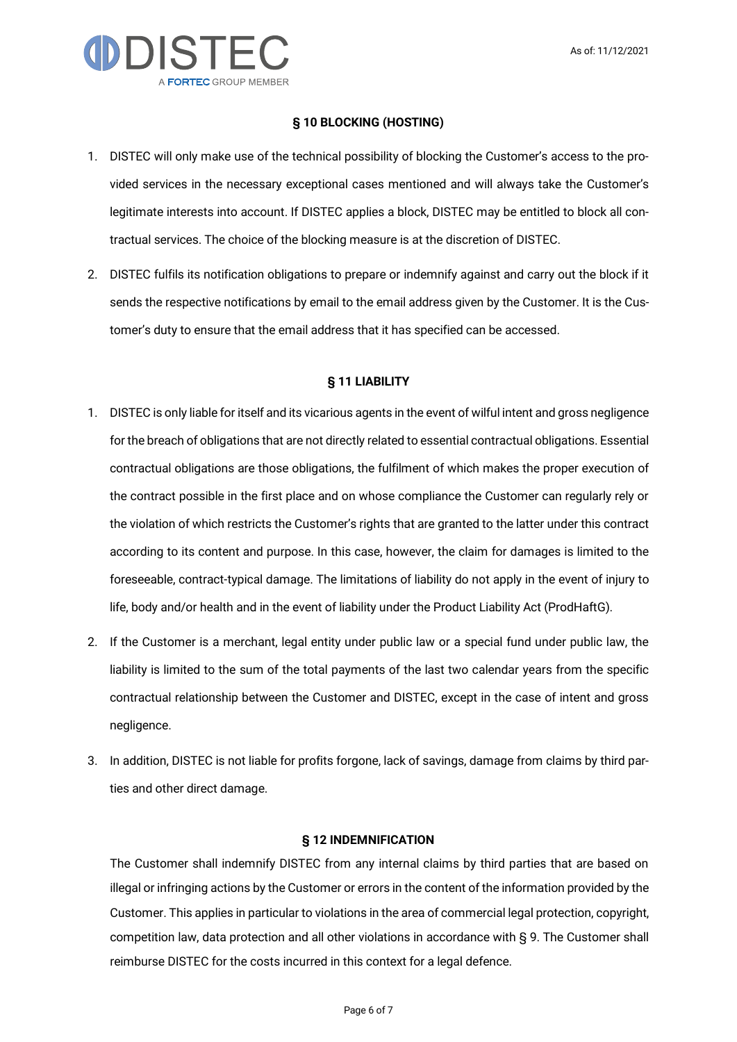### § 10 BLOCKING (HOSTING)

1. DISTEC will only make use of the technical possibility of blocking the Customer's access to the provided services in the necessary exceptional cases mentioned and will always take the Customer's legitimate interests into account. If DISTEC applies a block, DISTEC may be entitled to block all contractual services. The choice of the blocking measure is at the discretion of DISTEC.
2. DISTEC fulfils its notification obligations to prepare or indemnify against and carry out the block if it sends the respective notifications by email to the email address given by the Customer. It is the Customer's duty to ensure that the email address that it has specified can be accessed.

### § 11 LIABILITY

1. DISTEC is only liable for itself and its vicarious agents in the event of wilful intent and gross negligence for the breach of obligations that are not directly related to essential contractual obligations. Essential contractual obligations are those obligations, the fulfilment of which makes the proper execution of the contract possible in the first place and on whose compliance the Customer can regularly rely or the violation of which restricts the Customer's rights that are granted to the latter under this contract according to its content and purpose. In this case, however, the claim for damages is limited to the foreseeable, contract-typical damage. The limitations of liability do not apply in the event of injury to life, body and/or health and in the event of liability under the Product Liability Act (ProdHaftG).
2. If the Customer is a merchant, legal entity under public law or a special fund under public law, the liability is limited to the sum of the total payments of the last two calendar years from the specific contractual relationship between the Customer and DISTEC, except in the case of intent and gross negligence.
3. In addition, DISTEC is not liable for profits forgone, lack of savings, damage from claims by third parties and other direct damage.

### § 12 INDEMNIFICATION

The Customer shall indemnify DISTEC from any internal claims by third parties that are based on illegal or infringing actions by the Customer or errors in the content of the information provided by the Customer. This applies in particular to violations in the area of commercial legal protection, copyright, competition law, data protection and all other violations in accordance with § 9. The Customer shall reimburse DISTEC for the costs incurred in this context for a legal defence.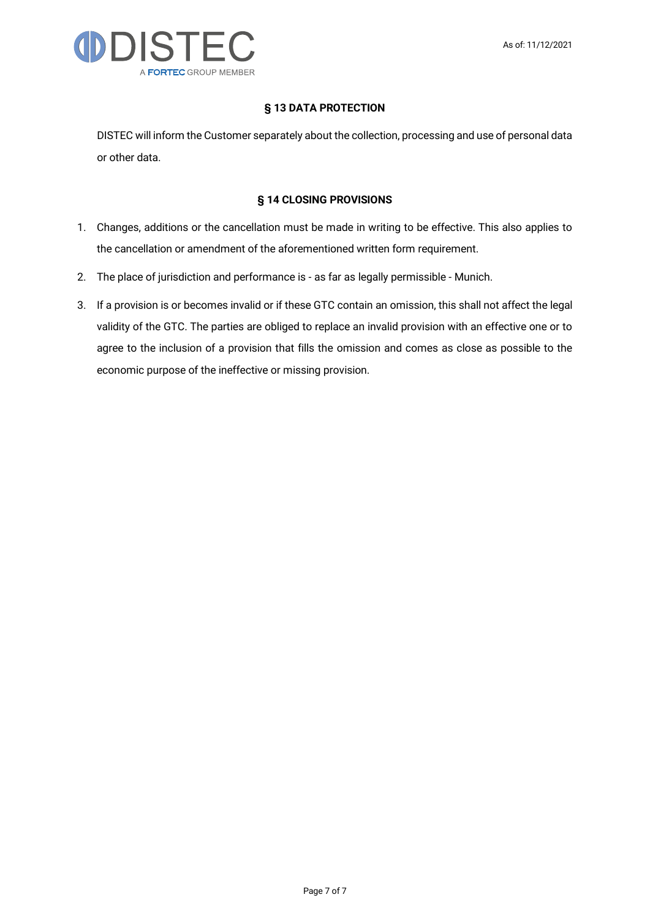## § 13 DATA PROTECTION

DISTEC will inform the Customer separately about the collection, processing and use of personal data or other data.

## § 14 CLOSING PROVISIONS

1. Changes, additions or the cancellation must be made in writing to be effective. This also applies to the cancellation or amendment of the aforementioned written form requirement.
2. The place of jurisdiction and performance is - as far as legally permissible - Munich.
3. If a provision is or becomes invalid or if these GTC contain an omission, this shall not affect the legal validity of the GTC. The parties are obliged to replace an invalid provision with an effective one or to agree to the inclusion of a provision that fills the omission and comes as close as possible to the economic purpose of the ineffective or missing provision.